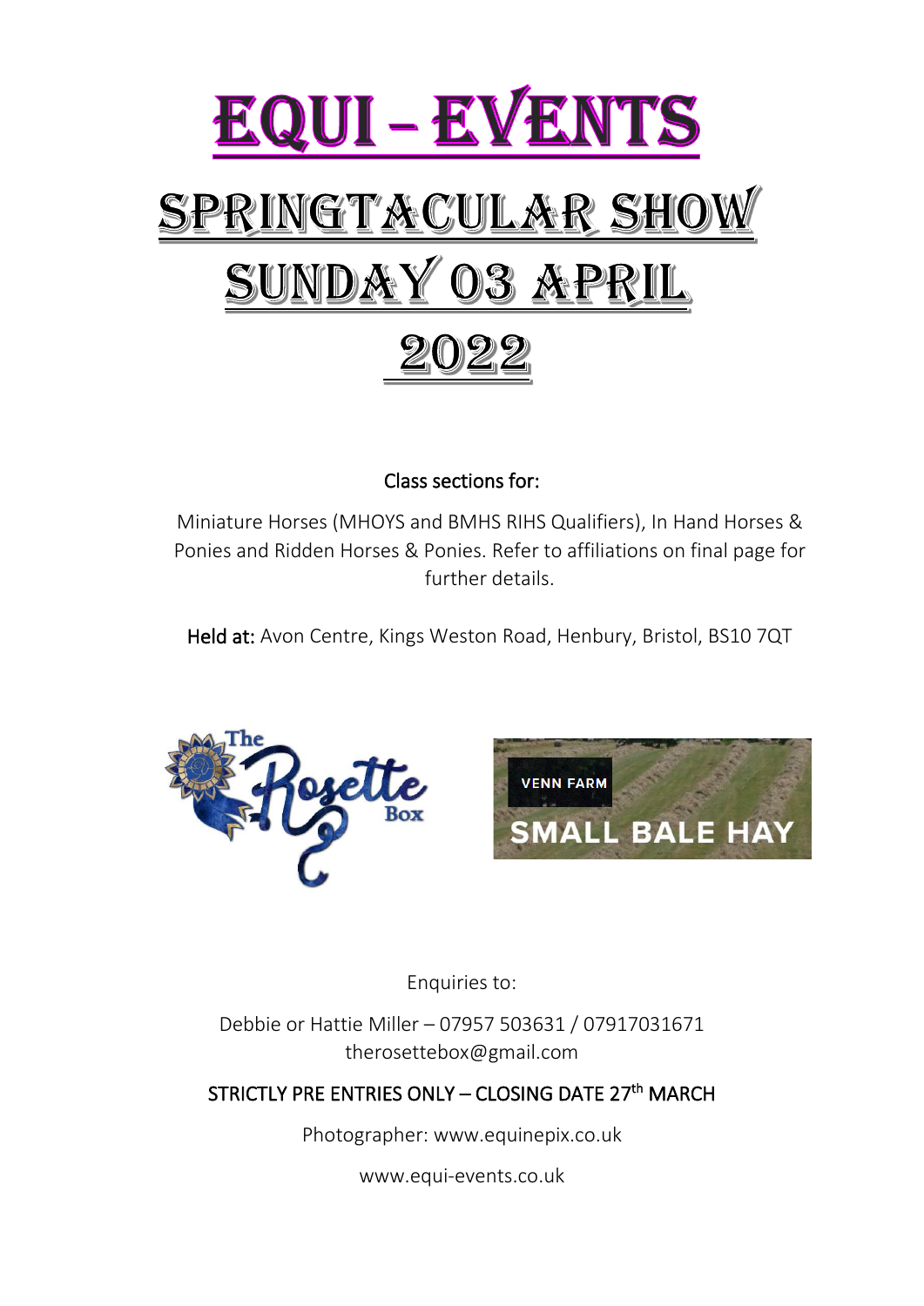# EQUI – EVENTS

# SPRINGTACULAR SHOW

# SUNDAY 03 APRIL 2022

**Class sections for:**

Miniature Horses (MHOYS and BMHS RIHS Qualifiers), In Hand Horses & Ponies and Ridden Horses & Ponies. Refer to affiliations on final page for further details.

**Held at:** Avon Centre, Kings Weston Road, Henbury, Bristol, BS10 7QT

The Rosette Box

VENN FARM SMALL BALE HAY

Enquiries to:

Debbie or Hattie Miller – 07957 503631 / 07917031671
therosettebox@gmail.com

STRICTLY PRE ENTRIES ONLY – CLOSING DATE 27th MARCH

Photographer: www.equinepix.co.uk

www.equi-events.co.uk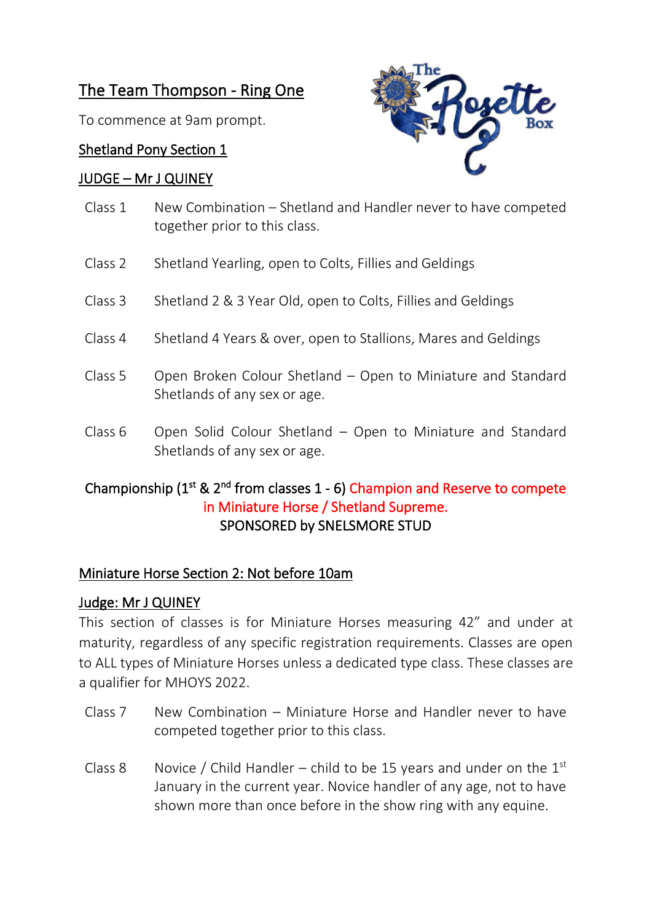## The Team Thompson - Ring One

To commence at 9am prompt.

### Shetland Pony Section 1

### JUDGE – Mr J QUINEY

Class 1 New Combination – Shetland and Handler never to have competed together prior to this class.

Class 2 Shetland Yearling, open to Colts, Fillies and Geldings

Class 3 Shetland 2 & 3 Year Old, open to Colts, Fillies and Geldings

Class 4 Shetland 4 Years & over, open to Stallions, Mares and Geldings

Class 5 Open Broken Colour Shetland – Open to Miniature and Standard Shetlands of any sex or age.

Class 6 Open Solid Colour Shetland – Open to Miniature and Standard Shetlands of any sex or age.

Championship (1st & 2nd from classes 1 - 6) Champion and Reserve to compete in Miniature Horse / Shetland Supreme.
SPONSORED by SNELSMORE STUD

### Miniature Horse Section 2: Not before 10am

### Judge: Mr J QUINEY

This section of classes is for Miniature Horses measuring 42" and under at maturity, regardless of any specific registration requirements. Classes are open to ALL types of Miniature Horses unless a dedicated type class. These classes are a qualifier for MHOYS 2022.

Class 7 New Combination – Miniature Horse and Handler never to have competed together prior to this class.

Class 8 Novice / Child Handler – child to be 15 years and under on the 1st January in the current year. Novice handler of any age, not to have shown more than once before in the show ring with any equine.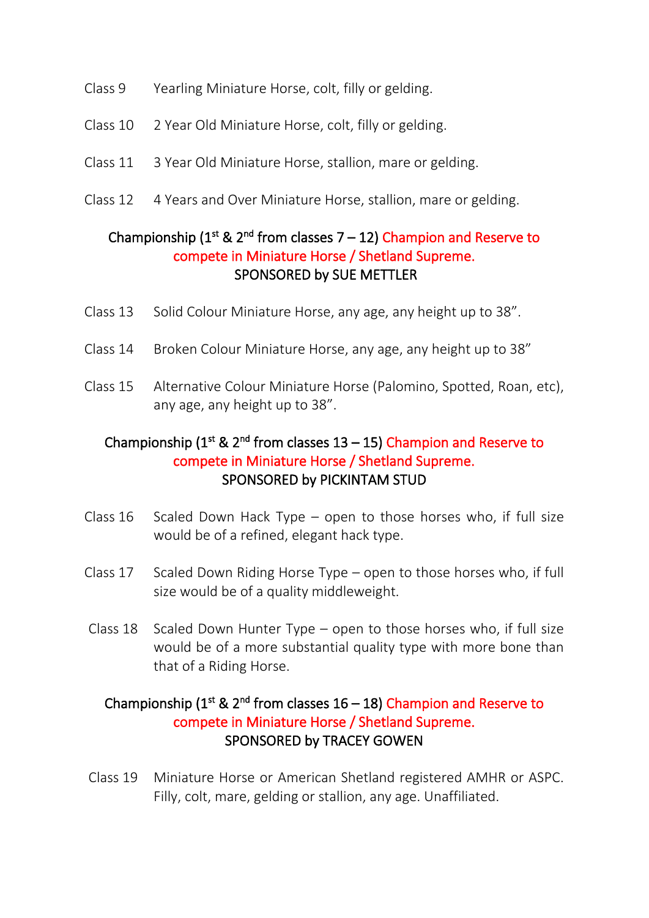Class 9 Yearling Miniature Horse, colt, filly or gelding.

Class 10 2 Year Old Miniature Horse, colt, filly or gelding.

Class 11 3 Year Old Miniature Horse, stallion, mare or gelding.

Class 12 4 Years and Over Miniature Horse, stallion, mare or gelding.

**Championship (1st & 2nd from classes 7 – 12) Champion and Reserve to compete in Miniature Horse / Shetland Supreme.**
**SPONSORED by SUE METTLER**

Class 13 Solid Colour Miniature Horse, any age, any height up to 38”.

Class 14 Broken Colour Miniature Horse, any age, any height up to 38”

Class 15 Alternative Colour Miniature Horse (Palomino, Spotted, Roan, etc), any age, any height up to 38”.

**Championship (1st & 2nd from classes 13 – 15) Champion and Reserve to compete in Miniature Horse / Shetland Supreme.**
**SPONSORED by PICKINTAM STUD**

Class 16 Scaled Down Hack Type – open to those horses who, if full size would be of a refined, elegant hack type.

Class 17 Scaled Down Riding Horse Type – open to those horses who, if full size would be of a quality middleweight.

Class 18 Scaled Down Hunter Type – open to those horses who, if full size would be of a more substantial quality type with more bone than that of a Riding Horse.

**Championship (1st & 2nd from classes 16 – 18) Champion and Reserve to compete in Miniature Horse / Shetland Supreme.**
**SPONSORED by TRACEY GOWEN**

Class 19 Miniature Horse or American Shetland registered AMHR or ASPC. Filly, colt, mare, gelding or stallion, any age. Unaffiliated.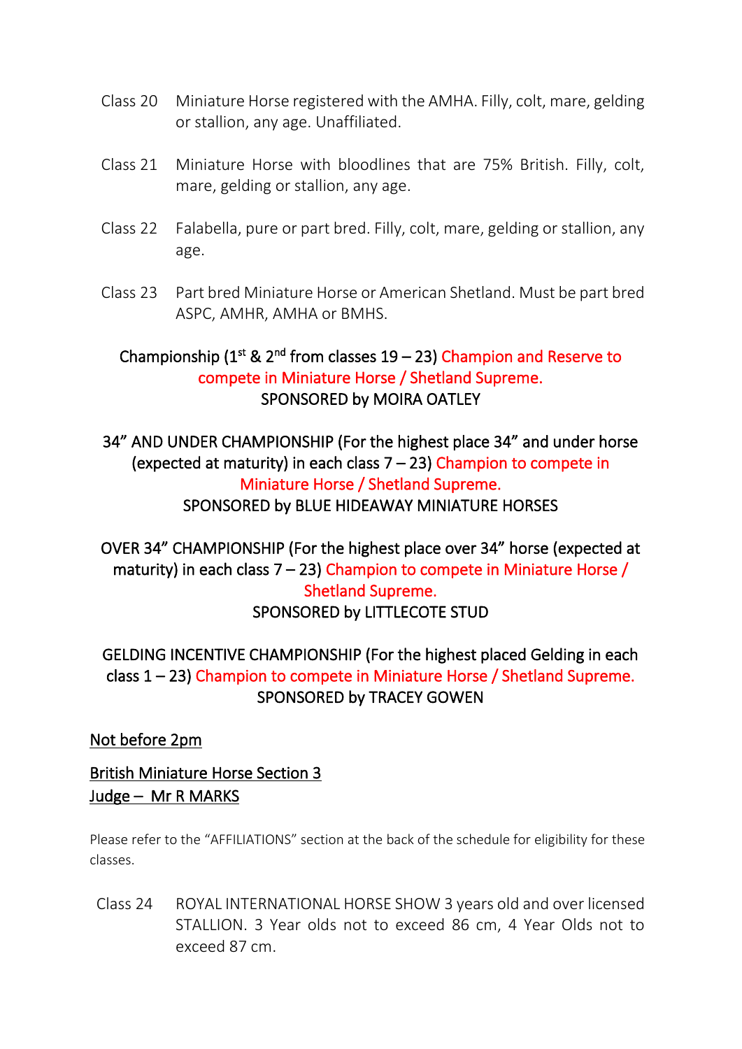Class 20 Miniature Horse registered with the AMHA. Filly, colt, mare, gelding or stallion, any age. Unaffiliated.

Class 21 Miniature Horse with bloodlines that are 75% British. Filly, colt, mare, gelding or stallion, any age.

Class 22 Falabella, pure or part bred. Filly, colt, mare, gelding or stallion, any age.

Class 23 Part bred Miniature Horse or American Shetland. Must be part bred ASPC, AMHR, AMHA or BMHS.

Championship (1st & 2nd from classes 19 – 23) Champion and Reserve to compete in Miniature Horse / Shetland Supreme.
SPONSORED by MOIRA OATLEY

34" AND UNDER CHAMPIONSHIP (For the highest place 34" and under horse (expected at maturity) in each class 7 – 23) Champion to compete in Miniature Horse / Shetland Supreme.
SPONSORED by BLUE HIDEAWAY MINIATURE HORSES

OVER 34" CHAMPIONSHIP (For the highest place over 34" horse (expected at maturity) in each class 7 – 23) Champion to compete in Miniature Horse / Shetland Supreme.
SPONSORED by LITTLECOTE STUD

GELDING INCENTIVE CHAMPIONSHIP (For the highest placed Gelding in each class 1 – 23) Champion to compete in Miniature Horse / Shetland Supreme.
SPONSORED by TRACEY GOWEN

Not before 2pm

British Miniature Horse Section 3
Judge – Mr R MARKS

Please refer to the "AFFILIATIONS" section at the back of the schedule for eligibility for these classes.

Class 24 ROYAL INTERNATIONAL HORSE SHOW 3 years old and over licensed STALLION. 3 Year olds not to exceed 86 cm, 4 Year Olds not to exceed 87 cm.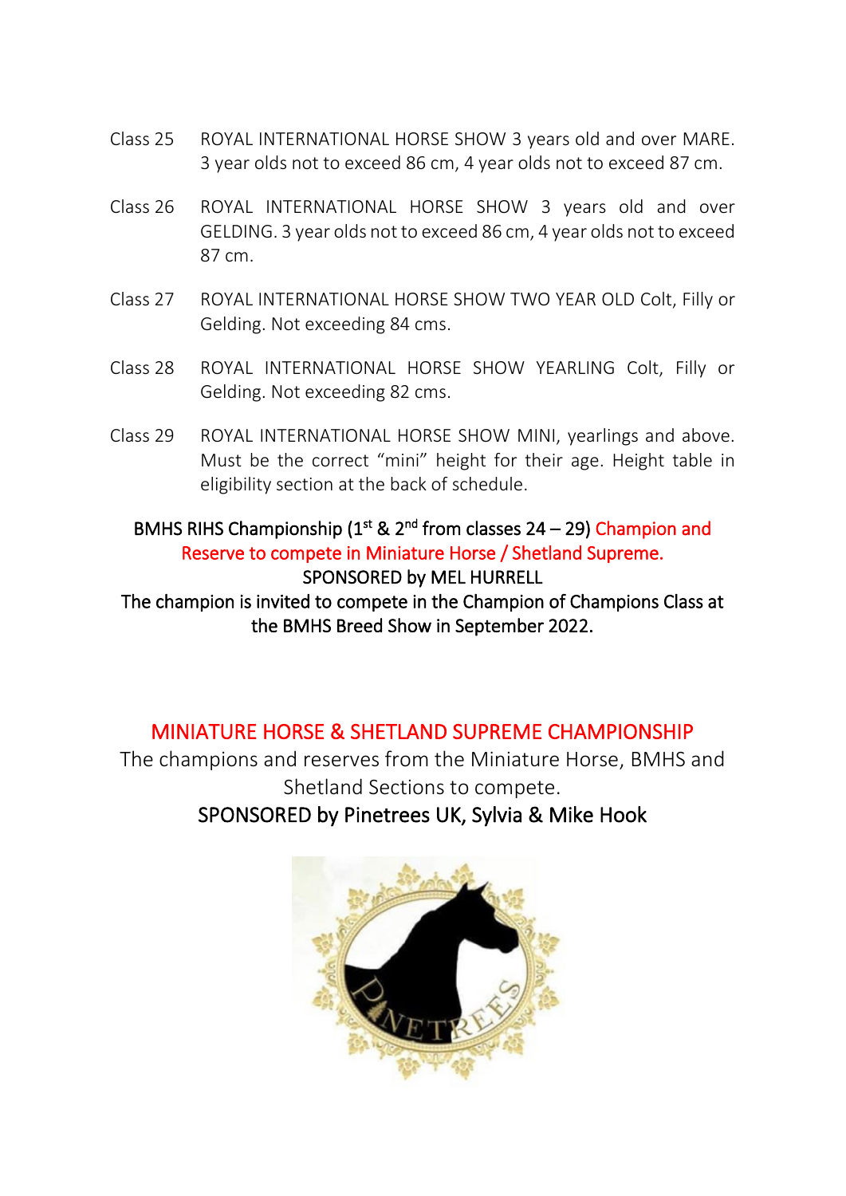Class 25 ROYAL INTERNATIONAL HORSE SHOW 3 years old and over MARE. 3 year olds not to exceed 86 cm, 4 year olds not to exceed 87 cm.

Class 26 ROYAL INTERNATIONAL HORSE SHOW 3 years old and over GELDING. 3 year olds not to exceed 86 cm, 4 year olds not to exceed 87 cm.

Class 27 ROYAL INTERNATIONAL HORSE SHOW TWO YEAR OLD Colt, Filly or Gelding. Not exceeding 84 cms.

Class 28 ROYAL INTERNATIONAL HORSE SHOW YEARLING Colt, Filly or Gelding. Not exceeding 82 cms.

Class 29 ROYAL INTERNATIONAL HORSE SHOW MINI, yearlings and above. Must be the correct "mini" height for their age. Height table in eligibility section at the back of schedule.

BMHS RIHS Championship (1st & 2nd from classes 24 – 29) Champion and Reserve to compete in Miniature Horse / Shetland Supreme.
SPONSORED by MEL HURRELL
The champion is invited to compete in the Champion of Champions Class at the BMHS Breed Show in September 2022.

## MINIATURE HORSE & SHETLAND SUPREME CHAMPIONSHIP

The champions and reserves from the Miniature Horse, BMHS and Shetland Sections to compete.

SPONSORED by Pinetrees UK, Sylvia & Mike Hook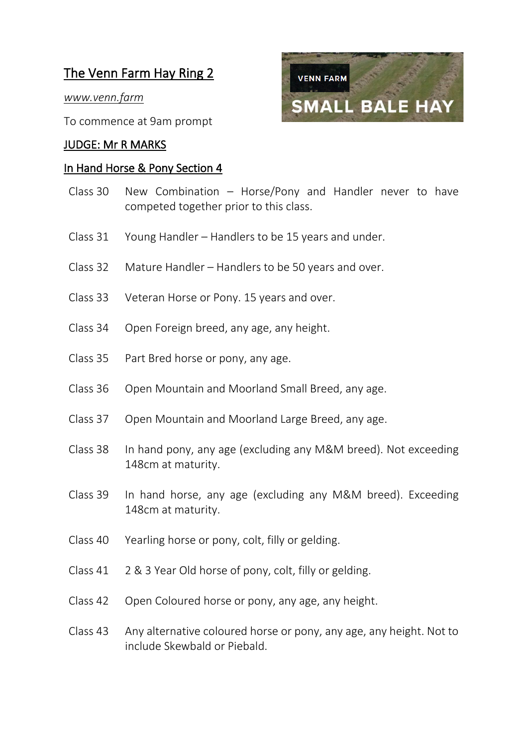## The Venn Farm Hay Ring 2

*www.venn.farm*

To commence at 9am prompt

### JUDGE: Mr R MARKS

### In Hand Horse & Pony Section 4

Class 30 New Combination – Horse/Pony and Handler never to have competed together prior to this class.

Class 31 Young Handler – Handlers to be 15 years and under.

Class 32 Mature Handler – Handlers to be 50 years and over.

Class 33 Veteran Horse or Pony. 15 years and over.

Class 34 Open Foreign breed, any age, any height.

Class 35 Part Bred horse or pony, any age.

Class 36 Open Mountain and Moorland Small Breed, any age.

Class 37 Open Mountain and Moorland Large Breed, any age.

Class 38 In hand pony, any age (excluding any M&M breed). Not exceeding 148cm at maturity.

Class 39 In hand horse, any age (excluding any M&M breed). Exceeding 148cm at maturity.

Class 40 Yearling horse or pony, colt, filly or gelding.

Class 41 2 & 3 Year Old horse of pony, colt, filly or gelding.

Class 42 Open Coloured horse or pony, any age, any height.

Class 43 Any alternative coloured horse or pony, any age, any height. Not to include Skewbald or Piebald.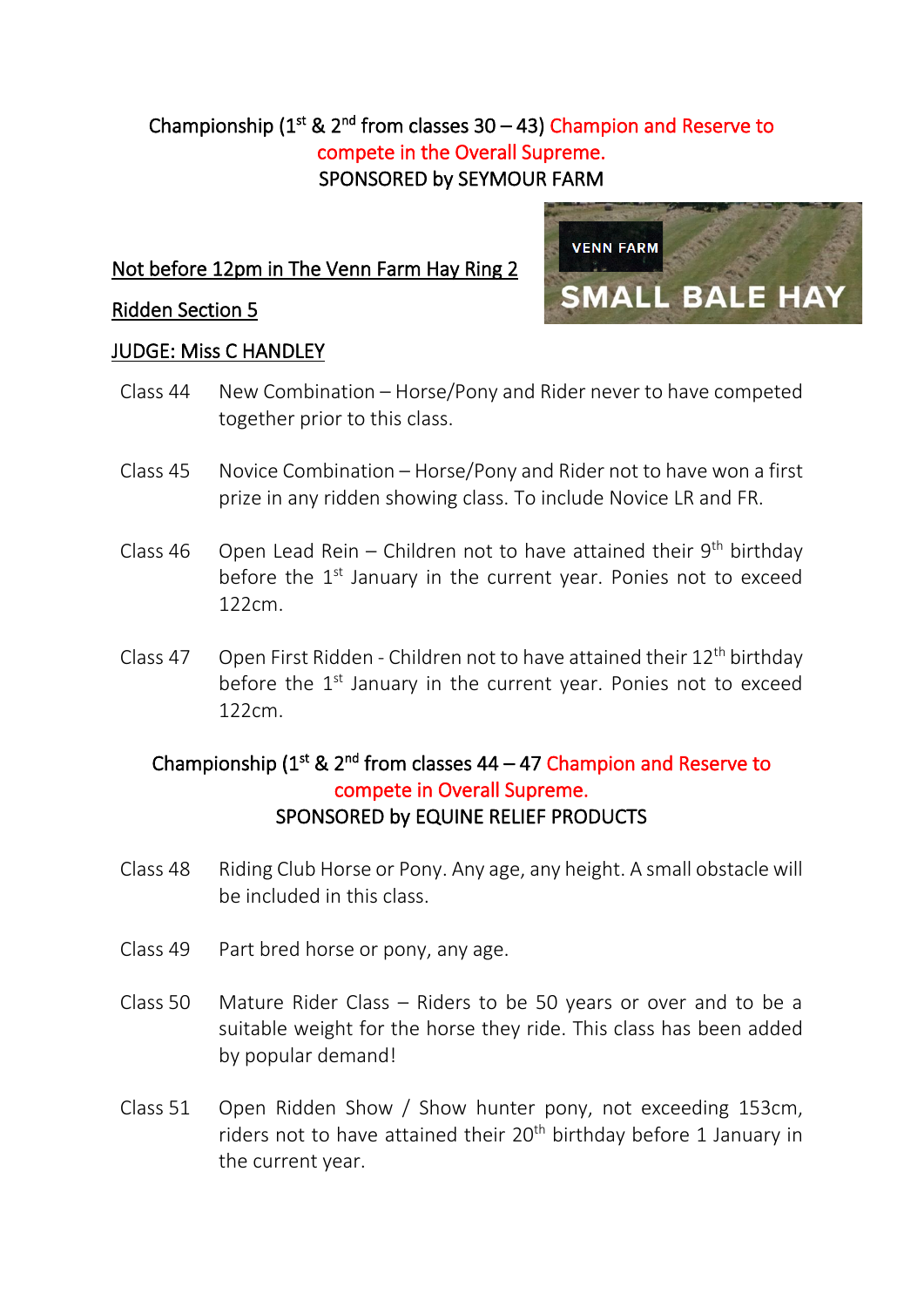Championship (1st & 2nd from classes 30 – 43) Champion and Reserve to compete in the Overall Supreme.
SPONSORED by SEYMOUR FARM

VENN FARM
SMALL BALE HAY

Not before 12pm in The Venn Farm Hay Ring 2

Ridden Section 5

JUDGE: Miss C HANDLEY

Class 44 New Combination – Horse/Pony and Rider never to have competed together prior to this class.

Class 45 Novice Combination – Horse/Pony and Rider not to have won a first prize in any ridden showing class. To include Novice LR and FR.

Class 46 Open Lead Rein – Children not to have attained their 9th birthday before the 1st January in the current year. Ponies not to exceed 122cm.

Class 47 Open First Ridden - Children not to have attained their 12th birthday before the 1st January in the current year. Ponies not to exceed 122cm.

Championship (1st & 2nd from classes 44 – 47 Champion and Reserve to compete in Overall Supreme.
SPONSORED by EQUINE RELIEF PRODUCTS

Class 48 Riding Club Horse or Pony. Any age, any height. A small obstacle will be included in this class.

Class 49 Part bred horse or pony, any age.

Class 50 Mature Rider Class – Riders to be 50 years or over and to be a suitable weight for the horse they ride. This class has been added by popular demand!

Class 51 Open Ridden Show / Show hunter pony, not exceeding 153cm, riders not to have attained their 20th birthday before 1 January in the current year.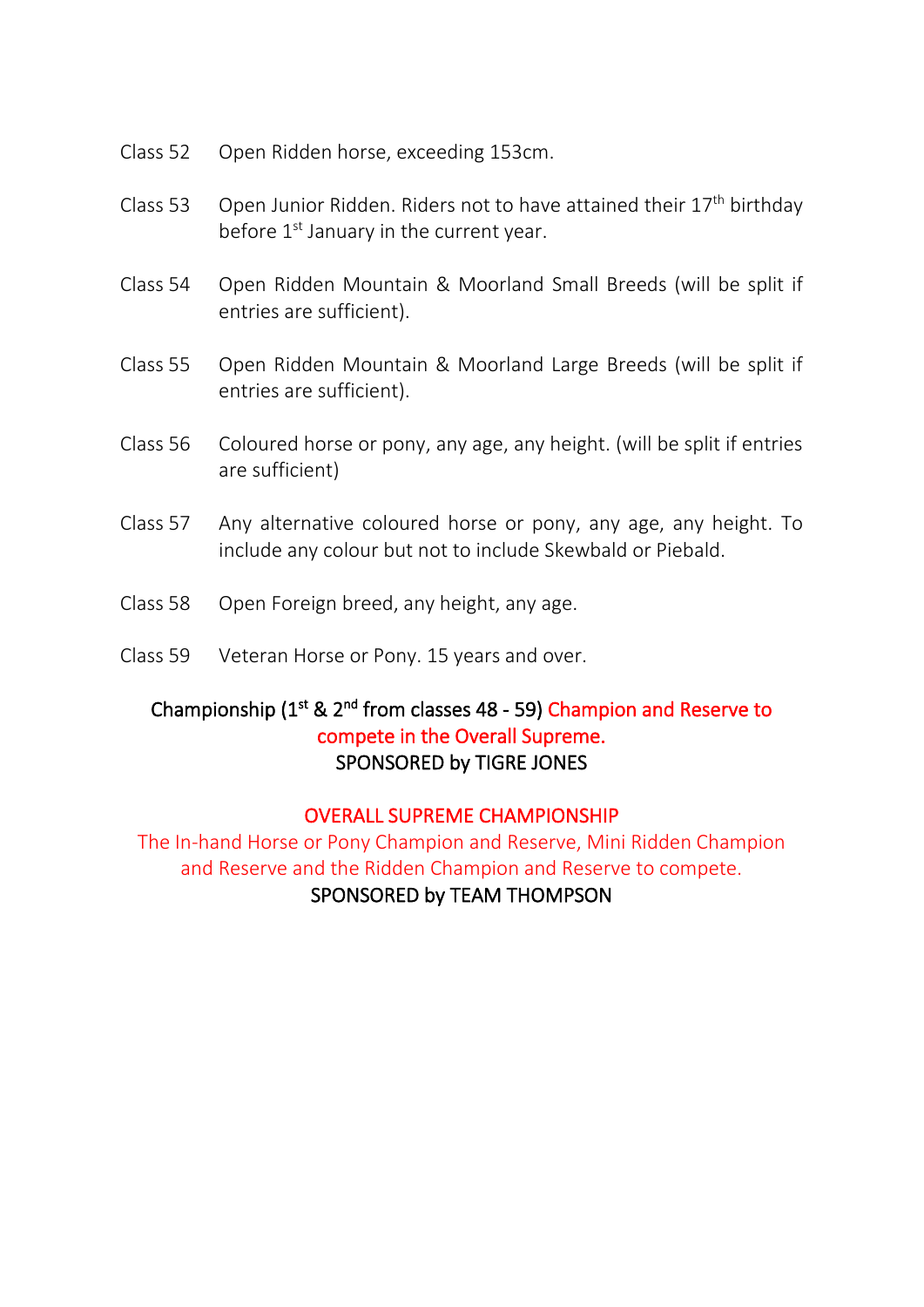Class 52 Open Ridden horse, exceeding 153cm.

Class 53 Open Junior Ridden. Riders not to have attained their 17th birthday before 1st January in the current year.

Class 54 Open Ridden Mountain & Moorland Small Breeds (will be split if entries are sufficient).

Class 55 Open Ridden Mountain & Moorland Large Breeds (will be split if entries are sufficient).

Class 56 Coloured horse or pony, any age, any height. (will be split if entries are sufficient)

Class 57 Any alternative coloured horse or pony, any age, any height. To include any colour but not to include Skewbald or Piebald.

Class 58 Open Foreign breed, any height, any age.

Class 59 Veteran Horse or Pony. 15 years and over.

**Championship (1st & 2nd from classes 48 - 59) Champion and Reserve to compete in the Overall Supreme.**
**SPONSORED by TIGRE JONES**

**OVERALL SUPREME CHAMPIONSHIP**

The In-hand Horse or Pony Champion and Reserve, Mini Ridden Champion and Reserve and the Ridden Champion and Reserve to compete.

**SPONSORED by TEAM THOMPSON**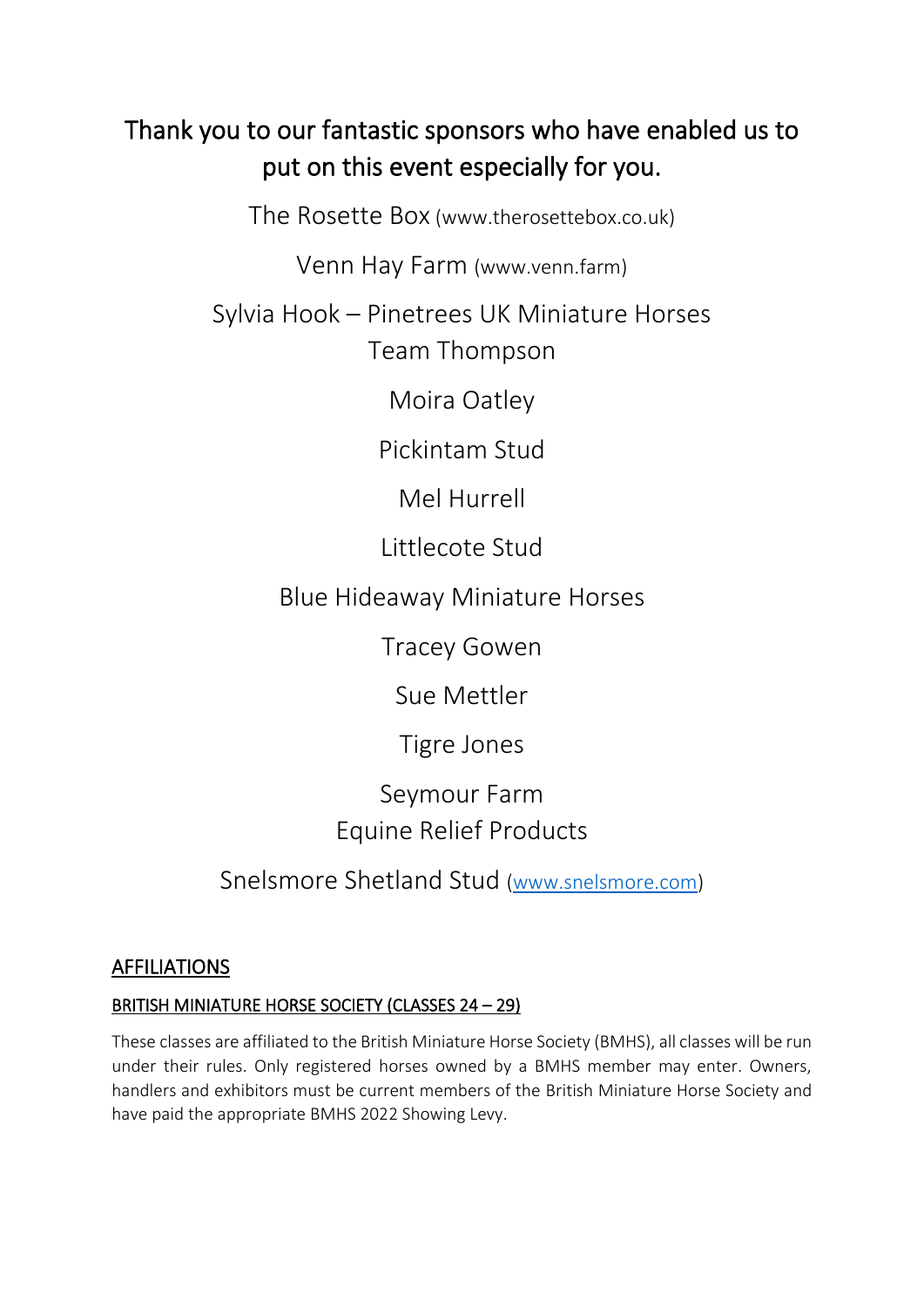## Thank you to our fantastic sponsors who have enabled us to put on this event especially for you.

The Rosette Box (www.therosettebox.co.uk)

Venn Hay Farm (www.venn.farm)

Sylvia Hook – Pinetrees UK Miniature Horses
Team Thompson

Moira Oatley

Pickintam Stud

Mel Hurrell

Littlecote Stud

Blue Hideaway Miniature Horses

Tracey Gowen

Sue Mettler

Tigre Jones

Seymour Farm
Equine Relief Products

Snelsmore Shetland Stud (www.snelsmore.com)

### AFFILIATIONS

#### BRITISH MINIATURE HORSE SOCIETY (CLASSES 24 – 29)

These classes are affiliated to the British Miniature Horse Society (BMHS), all classes will be run under their rules. Only registered horses owned by a BMHS member may enter. Owners, handlers and exhibitors must be current members of the British Miniature Horse Society and have paid the appropriate BMHS 2022 Showing Levy.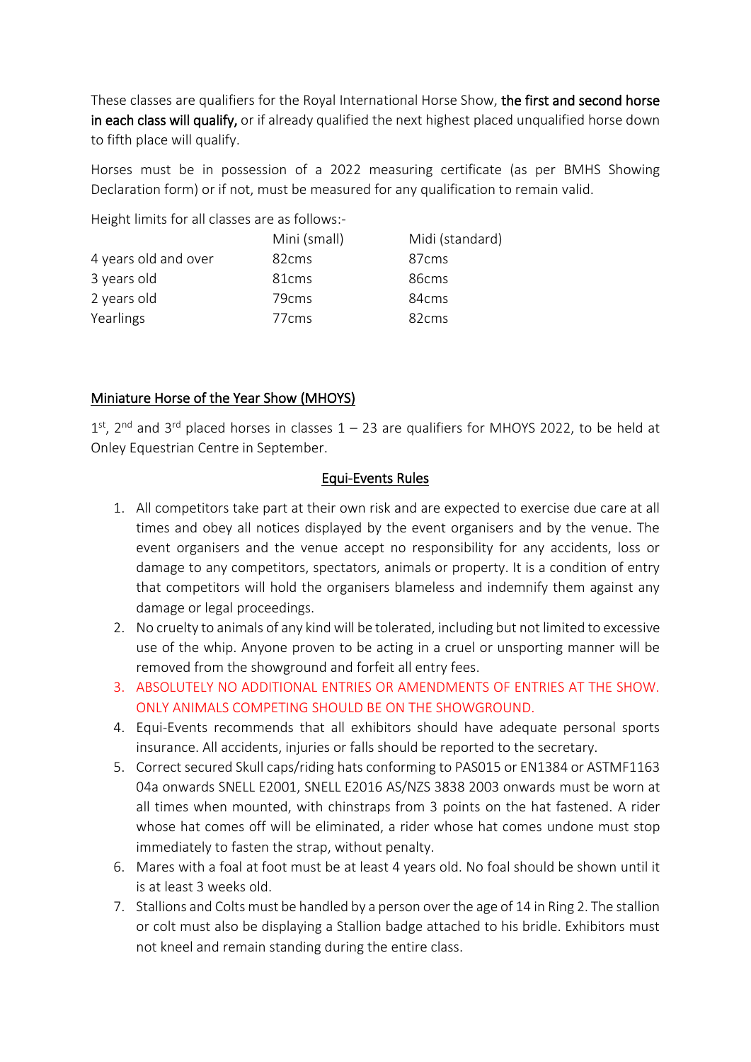These classes are qualifiers for the Royal International Horse Show, **the first and second horse in each class will qualify,** or if already qualified the next highest placed unqualified horse down to fifth place will qualify.

Horses must be in possession of a 2022 measuring certificate (as per BMHS Showing Declaration form) or if not, must be measured for any qualification to remain valid.

Height limits for all classes are as follows:-

| | Mini (small) | Midi (standard) |
|---|---|---|
| 4 years old and over | 82cms | 87cms |
| 3 years old | 81cms | 86cms |
| 2 years old | 79cms | 84cms |
| Yearlings | 77cms | 82cms |

## Miniature Horse of the Year Show (MHOYS)

1st, 2nd and 3rd placed horses in classes 1 – 23 are qualifiers for MHOYS 2022, to be held at Onley Equestrian Centre in September.

## Equi-Events Rules

1. All competitors take part at their own risk and are expected to exercise due care at all times and obey all notices displayed by the event organisers and by the venue. The event organisers and the venue accept no responsibility for any accidents, loss or damage to any competitors, spectators, animals or property. It is a condition of entry that competitors will hold the organisers blameless and indemnify them against any damage or legal proceedings.
2. No cruelty to animals of any kind will be tolerated, including but not limited to excessive use of the whip. Anyone proven to be acting in a cruel or unsporting manner will be removed from the showground and forfeit all entry fees.
3. ABSOLUTELY NO ADDITIONAL ENTRIES OR AMENDMENTS OF ENTRIES AT THE SHOW. ONLY ANIMALS COMPETING SHOULD BE ON THE SHOWGROUND.
4. Equi-Events recommends that all exhibitors should have adequate personal sports insurance. All accidents, injuries or falls should be reported to the secretary.
5. Correct secured Skull caps/riding hats conforming to PAS015 or EN1384 or ASTMF1163 04a onwards SNELL E2001, SNELL E2016 AS/NZS 3838 2003 onwards must be worn at all times when mounted, with chinstraps from 3 points on the hat fastened. A rider whose hat comes off will be eliminated, a rider whose hat comes undone must stop immediately to fasten the strap, without penalty.
6. Mares with a foal at foot must be at least 4 years old. No foal should be shown until it is at least 3 weeks old.
7. Stallions and Colts must be handled by a person over the age of 14 in Ring 2. The stallion or colt must also be displaying a Stallion badge attached to his bridle. Exhibitors must not kneel and remain standing during the entire class.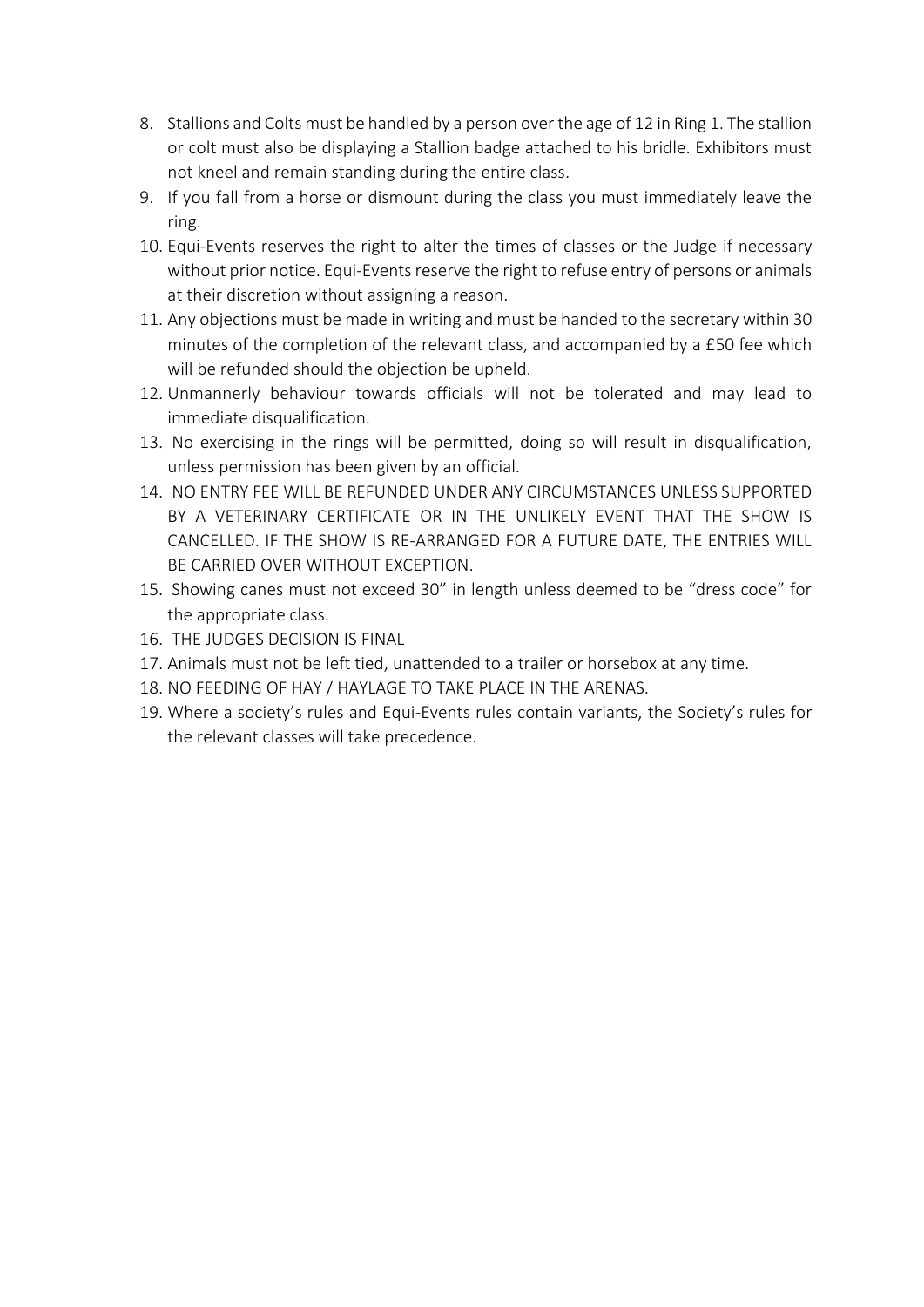8. Stallions and Colts must be handled by a person over the age of 12 in Ring 1. The stallion or colt must also be displaying a Stallion badge attached to his bridle. Exhibitors must not kneel and remain standing during the entire class.
9. If you fall from a horse or dismount during the class you must immediately leave the ring.
10. Equi-Events reserves the right to alter the times of classes or the Judge if necessary without prior notice. Equi-Events reserve the right to refuse entry of persons or animals at their discretion without assigning a reason.
11. Any objections must be made in writing and must be handed to the secretary within 30 minutes of the completion of the relevant class, and accompanied by a £50 fee which will be refunded should the objection be upheld.
12. Unmannerly behaviour towards officials will not be tolerated and may lead to immediate disqualification.
13. No exercising in the rings will be permitted, doing so will result in disqualification, unless permission has been given by an official.
14. NO ENTRY FEE WILL BE REFUNDED UNDER ANY CIRCUMSTANCES UNLESS SUPPORTED BY A VETERINARY CERTIFICATE OR IN THE UNLIKELY EVENT THAT THE SHOW IS CANCELLED. IF THE SHOW IS RE-ARRANGED FOR A FUTURE DATE, THE ENTRIES WILL BE CARRIED OVER WITHOUT EXCEPTION.
15. Showing canes must not exceed 30" in length unless deemed to be "dress code" for the appropriate class.
16. THE JUDGES DECISION IS FINAL
17. Animals must not be left tied, unattended to a trailer or horsebox at any time.
18. NO FEEDING OF HAY / HAYLAGE TO TAKE PLACE IN THE ARENAS.
19. Where a society's rules and Equi-Events rules contain variants, the Society's rules for the relevant classes will take precedence.